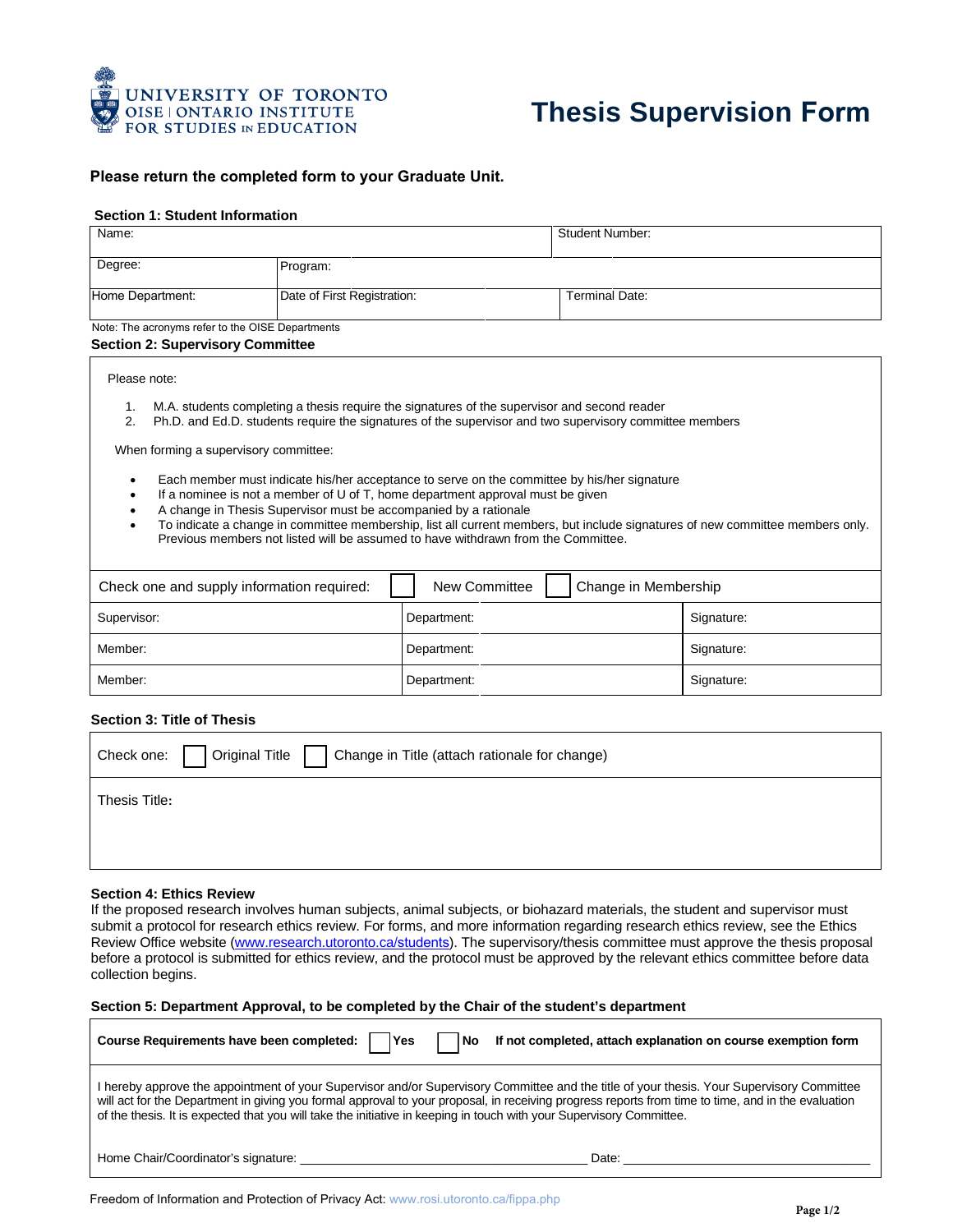UNIVERSITY OF TORONTO
OISE | ONTARIO INSTITUTE FOR STUDIES IN EDUCATION

# Thesis Supervision Form

**Please return the completed form to your Graduate Unit.**

## Section 1: Student Information

| Name: | | Student Number: |
|---|---|---|
| Degree: | Program: | |
| Home Department: | Date of First Registration: | Terminal Date: |

Note: The acronyms refer to the OISE Departments

## Section 2: Supervisory Committee

Please note:

1. M.A. students completing a thesis require the signatures of the supervisor and second reader
2. Ph.D. and Ed.D. students require the signatures of the supervisor and two supervisory committee members

When forming a supervisory committee:

- Each member must indicate his/her acceptance to serve on the committee by his/her signature
- If a nominee is not a member of U of T, home department approval must be given
- A change in Thesis Supervisor must be accompanied by a rationale
- To indicate a change in committee membership, list all current members, but include signatures of new committee members only. Previous members not listed will be assumed to have withdrawn from the Committee.

Check one and supply information required: ☐ New Committee ☐ Change in Membership

| Supervisor: | Department: | Signature: |
|---|---|---|
| Member: | Department: | Signature: |
| Member: | Department: | Signature: |

## Section 3: Title of Thesis

Check one: ☐ Original Title ☐ Change in Title (attach rationale for change)

Thesis Title:

## Section 4: Ethics Review

If the proposed research involves human subjects, animal subjects, or biohazard materials, the student and supervisor must submit a protocol for research ethics review. For forms, and more information regarding research ethics review, see the Ethics Review Office website (www.research.utoronto.ca/students). The supervisory/thesis committee must approve the thesis proposal before a protocol is submitted for ethics review, and the protocol must be approved by the relevant ethics committee before data collection begins.

## Section 5: Department Approval, to be completed by the Chair of the student's department

**Course Requirements have been completed:** ☐ **Yes** ☐ **No** **If not completed, attach explanation on course exemption form**

I hereby approve the appointment of your Supervisor and/or Supervisory Committee and the title of your thesis. Your Supervisory Committee will act for the Department in giving you formal approval to your proposal, in receiving progress reports from time to time, and in the evaluation of the thesis. It is expected that you will take the initiative in keeping in touch with your Supervisory Committee.

Home Chair/Coordinator's signature: ______________________________ Date: ______________________

Freedom of Information and Protection of Privacy Act: www.rosi.utoronto.ca/fippa.php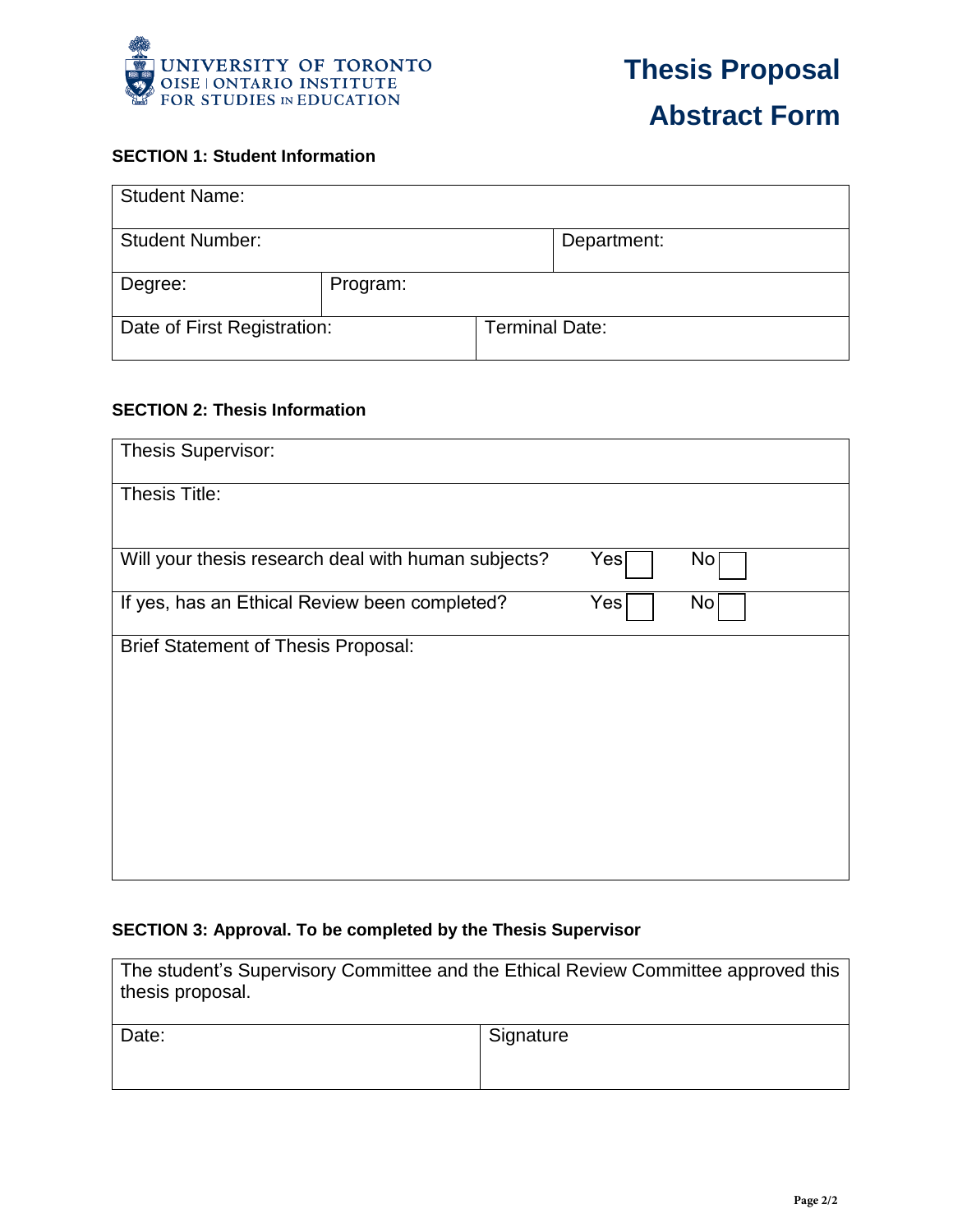UNIVERSITY OF TORONTO
OISE | ONTARIO INSTITUTE FOR STUDIES IN EDUCATION

# Thesis Proposal Abstract Form

**SECTION 1: Student Information**

| | | | |
|---|---|---|---|
| Student Name: | | | |
| Student Number: | | | Department: |
| Degree: | Program: | | |
| Date of First Registration: | | Terminal Date: | |

**SECTION 2: Thesis Information**

| | | |
|---|---|---|
| Thesis Supervisor: | | |
| Thesis Title: | | |
| Will your thesis research deal with human subjects? | Yes ☐ | No ☐ |
| If yes, has an Ethical Review been completed? | Yes ☐ | No ☐ |
| Brief Statement of Thesis Proposal: | | |

**SECTION 3: Approval. To be completed by the Thesis Supervisor**

| | |
|---|---|
| The student's Supervisory Committee and the Ethical Review Committee approved this thesis proposal. | |
| Date: | Signature |